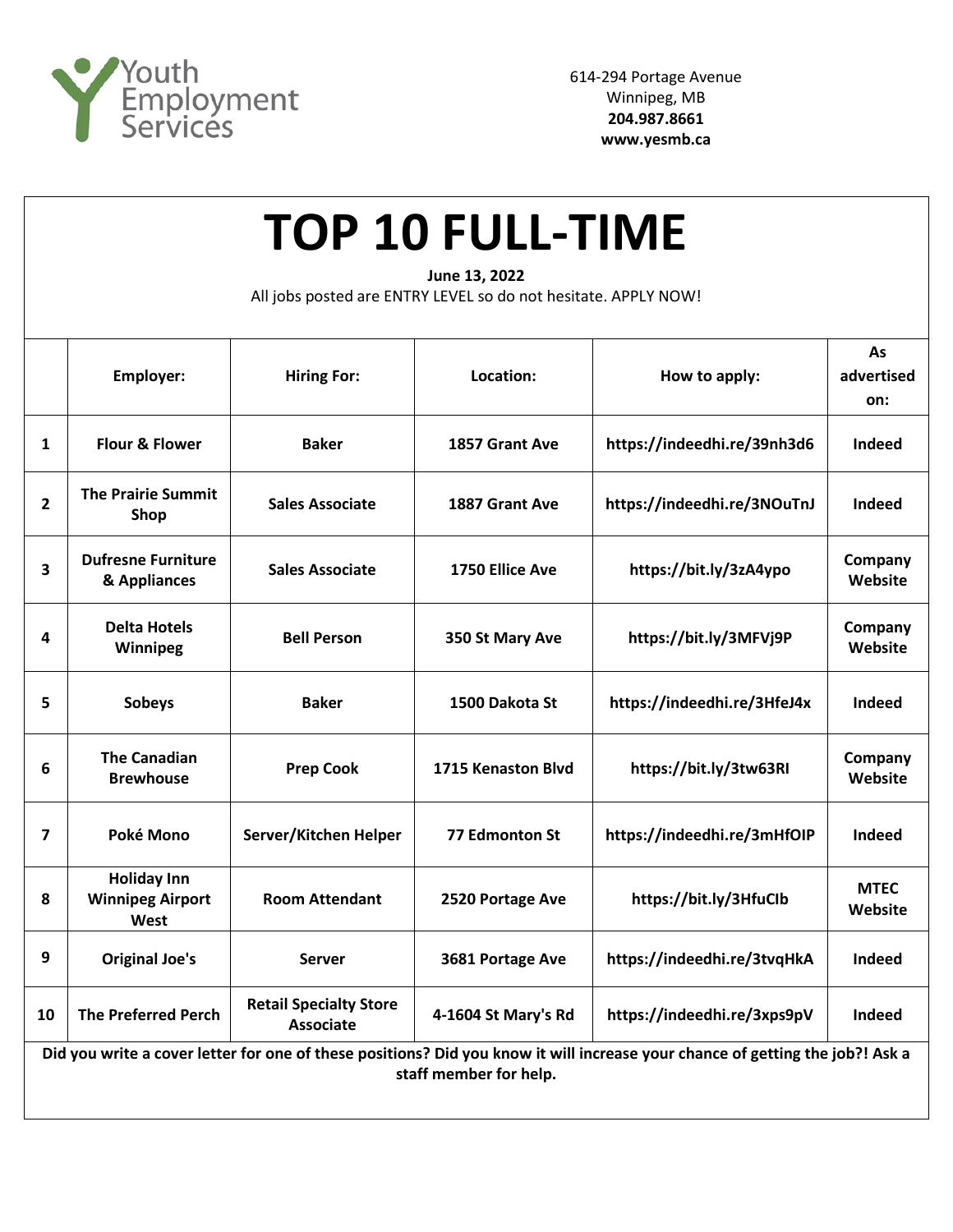Youth Employment Services

614-294 Portage Avenue
Winnipeg, MB
**204.987.8661**
**www.yesmb.ca**

# TOP 10 FULL-TIME

**June 13, 2022**

All jobs posted are ENTRY LEVEL so do not hesitate. APPLY NOW!

| | Employer: | Hiring For: | Location: | How to apply: | As advertised on: |
|---|---|---|---|---|---|
| 1 | Flour & Flower | Baker | 1857 Grant Ave | https://indeedhi.re/39nh3d6 | Indeed |
| 2 | The Prairie Summit Shop | Sales Associate | 1887 Grant Ave | https://indeedhi.re/3NOuTnJ | Indeed |
| 3 | Dufresne Furniture & Appliances | Sales Associate | 1750 Ellice Ave | https://bit.ly/3zA4ypo | Company Website |
| 4 | Delta Hotels Winnipeg | Bell Person | 350 St Mary Ave | https://bit.ly/3MFVj9P | Company Website |
| 5 | Sobeys | Baker | 1500 Dakota St | https://indeedhi.re/3HfeJ4x | Indeed |
| 6 | The Canadian Brewhouse | Prep Cook | 1715 Kenaston Blvd | https://bit.ly/3tw63RI | Company Website |
| 7 | Poké Mono | Server/Kitchen Helper | 77 Edmonton St | https://indeedhi.re/3mHfOIP | Indeed |
| 8 | Holiday Inn Winnipeg Airport West | Room Attendant | 2520 Portage Ave | https://bit.ly/3HfuCIb | MTEC Website |
| 9 | Original Joe's | Server | 3681 Portage Ave | https://indeedhi.re/3tvqHkA | Indeed |
| 10 | The Preferred Perch | Retail Specialty Store Associate | 4-1604 St Mary's Rd | https://indeedhi.re/3xps9pV | Indeed |

**Did you write a cover letter for one of these positions? Did you know it will increase your chance of getting the job?! Ask a staff member for help.**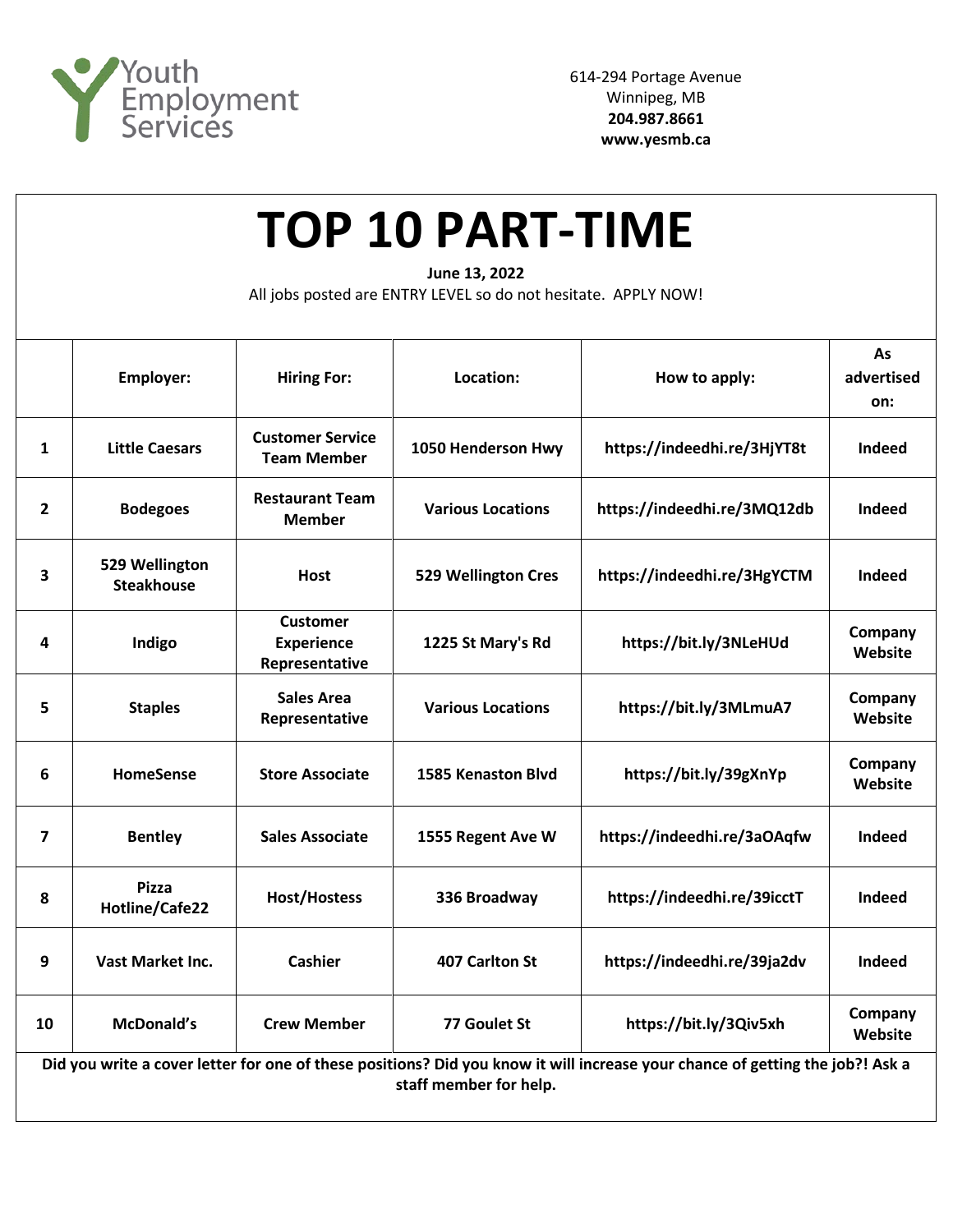Youth Employment Services

614-294 Portage Avenue
Winnipeg, MB
**204.987.8661**
**www.yesmb.ca**

# TOP 10 PART-TIME

**June 13, 2022**

All jobs posted are ENTRY LEVEL so do not hesitate. APPLY NOW!

| | Employer: | Hiring For: | Location: | How to apply: | As advertised on: |
|---|---|---|---|---|---|
| 1 | Little Caesars | Customer Service Team Member | 1050 Henderson Hwy | https://indeedhi.re/3HjYT8t | Indeed |
| 2 | Bodegoes | Restaurant Team Member | Various Locations | https://indeedhi.re/3MQ12db | Indeed |
| 3 | 529 Wellington Steakhouse | Host | 529 Wellington Cres | https://indeedhi.re/3HgYCTM | Indeed |
| 4 | Indigo | Customer Experience Representative | 1225 St Mary's Rd | https://bit.ly/3NLeHUd | Company Website |
| 5 | Staples | Sales Area Representative | Various Locations | https://bit.ly/3MLmuA7 | Company Website |
| 6 | HomeSense | Store Associate | 1585 Kenaston Blvd | https://bit.ly/39gXnYp | Company Website |
| 7 | Bentley | Sales Associate | 1555 Regent Ave W | https://indeedhi.re/3aOAqfw | Indeed |
| 8 | Pizza Hotline/Cafe22 | Host/Hostess | 336 Broadway | https://indeedhi.re/39icctT | Indeed |
| 9 | Vast Market Inc. | Cashier | 407 Carlton St | https://indeedhi.re/39ja2dv | Indeed |
| 10 | McDonald's | Crew Member | 77 Goulet St | https://bit.ly/3Qiv5xh | Company Website |

**Did you write a cover letter for one of these positions? Did you know it will increase your chance of getting the job?! Ask a staff member for help.**